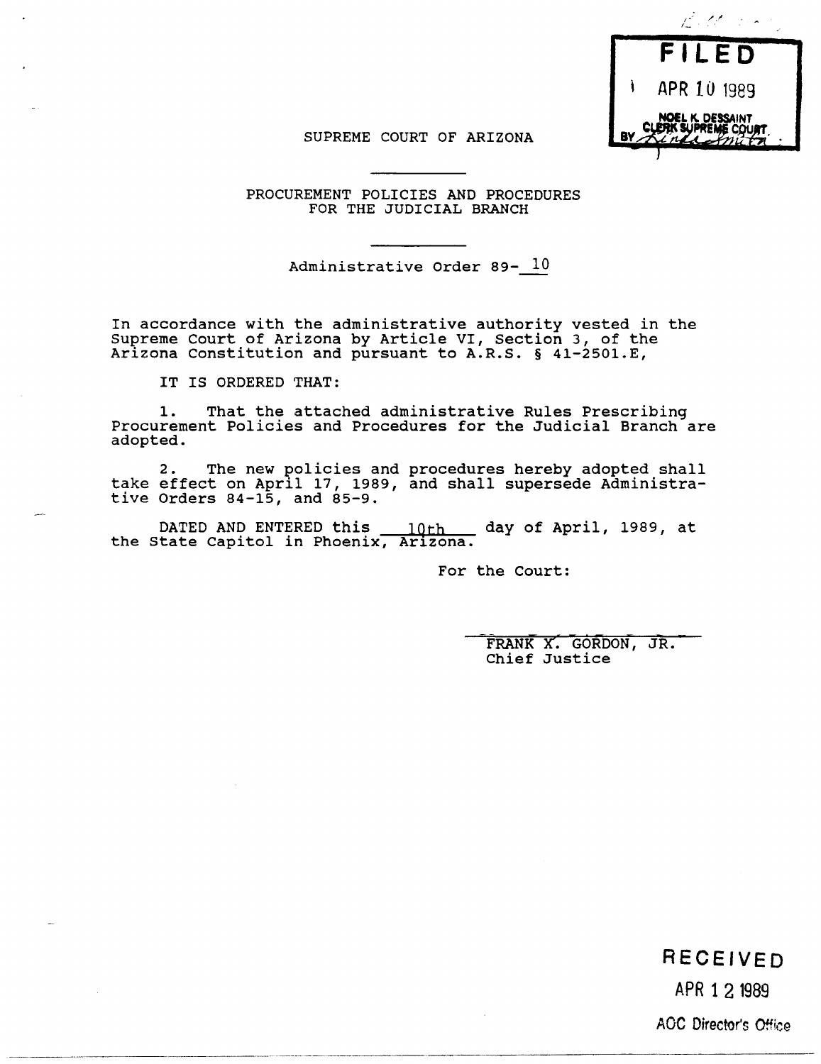FILED

APR 10 1989

NOEL K. DESSAINT
CLERK SUPREME COURT
BY

SUPREME COURT OF ARIZONA

PROCUREMENT POLICIES AND PROCEDURES
FOR THE JUDICIAL BRANCH

Administrative Order 89-10

In accordance with the administrative authority vested in the Supreme Court of Arizona by Article VI, Section 3, of the Arizona Constitution and pursuant to A.R.S. § 41-2501.E,

IT IS ORDERED THAT:

1. That the attached administrative Rules Prescribing Procurement Policies and Procedures for the Judicial Branch are adopted.

2. The new policies and procedures hereby adopted shall take effect on April 17, 1989, and shall supersede Administrative Orders 84-15, and 85-9.

DATED AND ENTERED this 10th day of April, 1989, at the State Capitol in Phoenix, Arizona.

For the Court:

FRANK X. GORDON, JR.
Chief Justice

RECEIVED

APR 12 1989

AOC Director's Office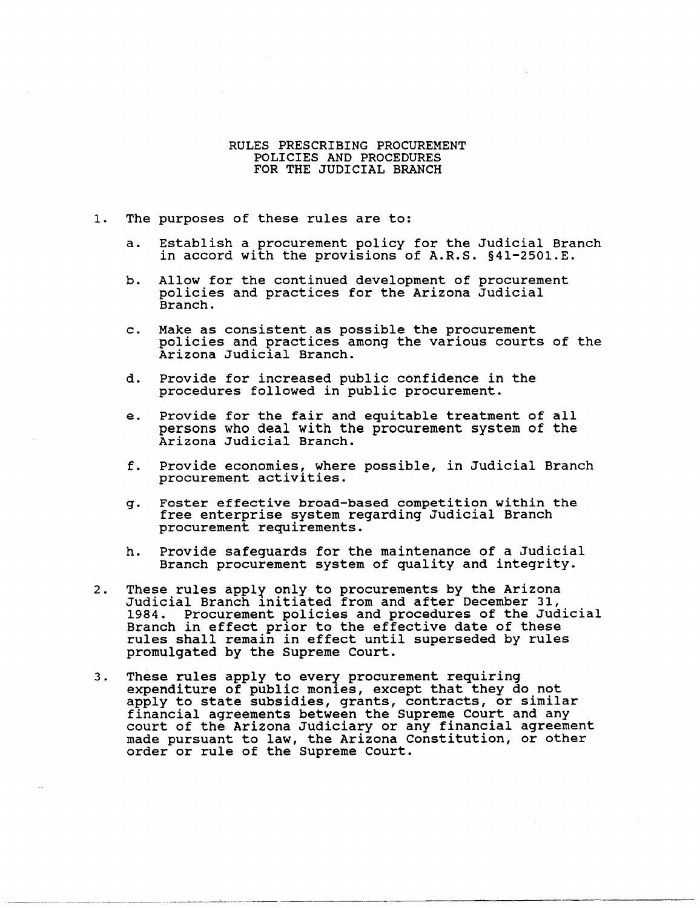# RULES PRESCRIBING PROCUREMENT POLICIES AND PROCEDURES FOR THE JUDICIAL BRANCH

1. The purposes of these rules are to:

   a. Establish a procurement policy for the Judicial Branch in accord with the provisions of A.R.S. §41-2501.E.

   b. Allow for the continued development of procurement policies and practices for the Arizona Judicial Branch.

   c. Make as consistent as possible the procurement policies and practices among the various courts of the Arizona Judicial Branch.

   d. Provide for increased public confidence in the procedures followed in public procurement.

   e. Provide for the fair and equitable treatment of all persons who deal with the procurement system of the Arizona Judicial Branch.

   f. Provide economies, where possible, in Judicial Branch procurement activities.

   g. Foster effective broad-based competition within the free enterprise system regarding Judicial Branch procurement requirements.

   h. Provide safeguards for the maintenance of a Judicial Branch procurement system of quality and integrity.

2. These rules apply only to procurements by the Arizona Judicial Branch initiated from and after December 31, 1984. Procurement policies and procedures of the Judicial Branch in effect prior to the effective date of these rules shall remain in effect until superseded by rules promulgated by the Supreme Court.

3. These rules apply to every procurement requiring expenditure of public monies, except that they do not apply to state subsidies, grants, contracts, or similar financial agreements between the Supreme Court and any court of the Arizona Judiciary or any financial agreement made pursuant to law, the Arizona Constitution, or other order or rule of the Supreme Court.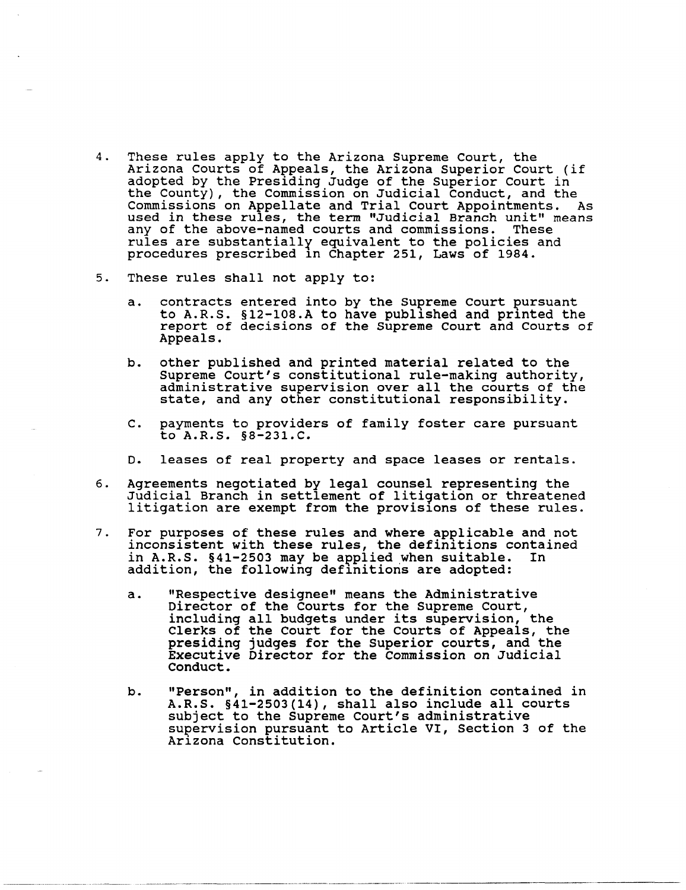4. These rules apply to the Arizona Supreme Court, the Arizona Courts of Appeals, the Arizona Superior Court (if adopted by the Presiding Judge of the Superior Court in the County), the Commission on Judicial Conduct, and the Commissions on Appellate and Trial Court Appointments. As used in these rules, the term "Judicial Branch unit" means any of the above-named courts and commissions. These rules are substantially equivalent to the policies and procedures prescribed in Chapter 251, Laws of 1984.

5. These rules shall not apply to:

   a. contracts entered into by the Supreme Court pursuant to A.R.S. §12-108.A to have published and printed the report of decisions of the Supreme Court and Courts of Appeals.

   b. other published and printed material related to the Supreme Court's constitutional rule-making authority, administrative supervision over all the courts of the state, and any other constitutional responsibility.

   C. payments to providers of family foster care pursuant to A.R.S. §8-231.C.

   D. leases of real property and space leases or rentals.

6. Agreements negotiated by legal counsel representing the Judicial Branch in settlement of litigation or threatened litigation are exempt from the provisions of these rules.

7. For purposes of these rules and where applicable and not inconsistent with these rules, the definitions contained in A.R.S. §41-2503 may be applied when suitable. In addition, the following definitions are adopted:

   a. "Respective designee" means the Administrative Director of the Courts for the Supreme Court, including all budgets under its supervision, the Clerks of the Court for the Courts of Appeals, the presiding judges for the Superior courts, and the Executive Director for the Commission on Judicial Conduct.

   b. "Person", in addition to the definition contained in A.R.S. §41-2503(14), shall also include all courts subject to the Supreme Court's administrative supervision pursuant to Article VI, Section 3 of the Arizona Constitution.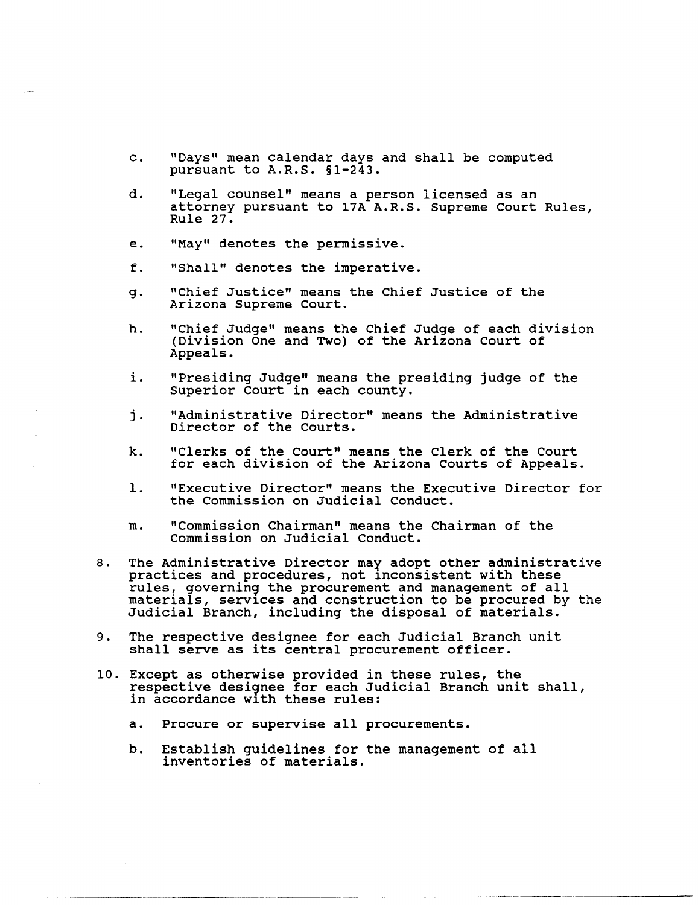c. "Days" mean calendar days and shall be computed pursuant to A.R.S. §1-243.

d. "Legal counsel" means a person licensed as an attorney pursuant to 17A A.R.S. Supreme Court Rules, Rule 27.

e. "May" denotes the permissive.

f. "Shall" denotes the imperative.

g. "Chief Justice" means the Chief Justice of the Arizona Supreme Court.

h. "Chief Judge" means the Chief Judge of each division (Division One and Two) of the Arizona Court of Appeals.

i. "Presiding Judge" means the presiding judge of the Superior Court in each county.

j. "Administrative Director" means the Administrative Director of the Courts.

k. "Clerks of the Court" means the Clerk of the Court for each division of the Arizona Courts of Appeals.

l. "Executive Director" means the Executive Director for the Commission on Judicial Conduct.

m. "Commission Chairman" means the Chairman of the Commission on Judicial Conduct.

8. The Administrative Director may adopt other administrative practices and procedures, not inconsistent with these rules, governing the procurement and management of all materials, services and construction to be procured by the Judicial Branch, including the disposal of materials.

9. The respective designee for each Judicial Branch unit shall serve as its central procurement officer.

10. Except as otherwise provided in these rules, the respective designee for each Judicial Branch unit shall, in accordance with these rules:

    a. Procure or supervise all procurements.

    b. Establish guidelines for the management of all inventories of materials.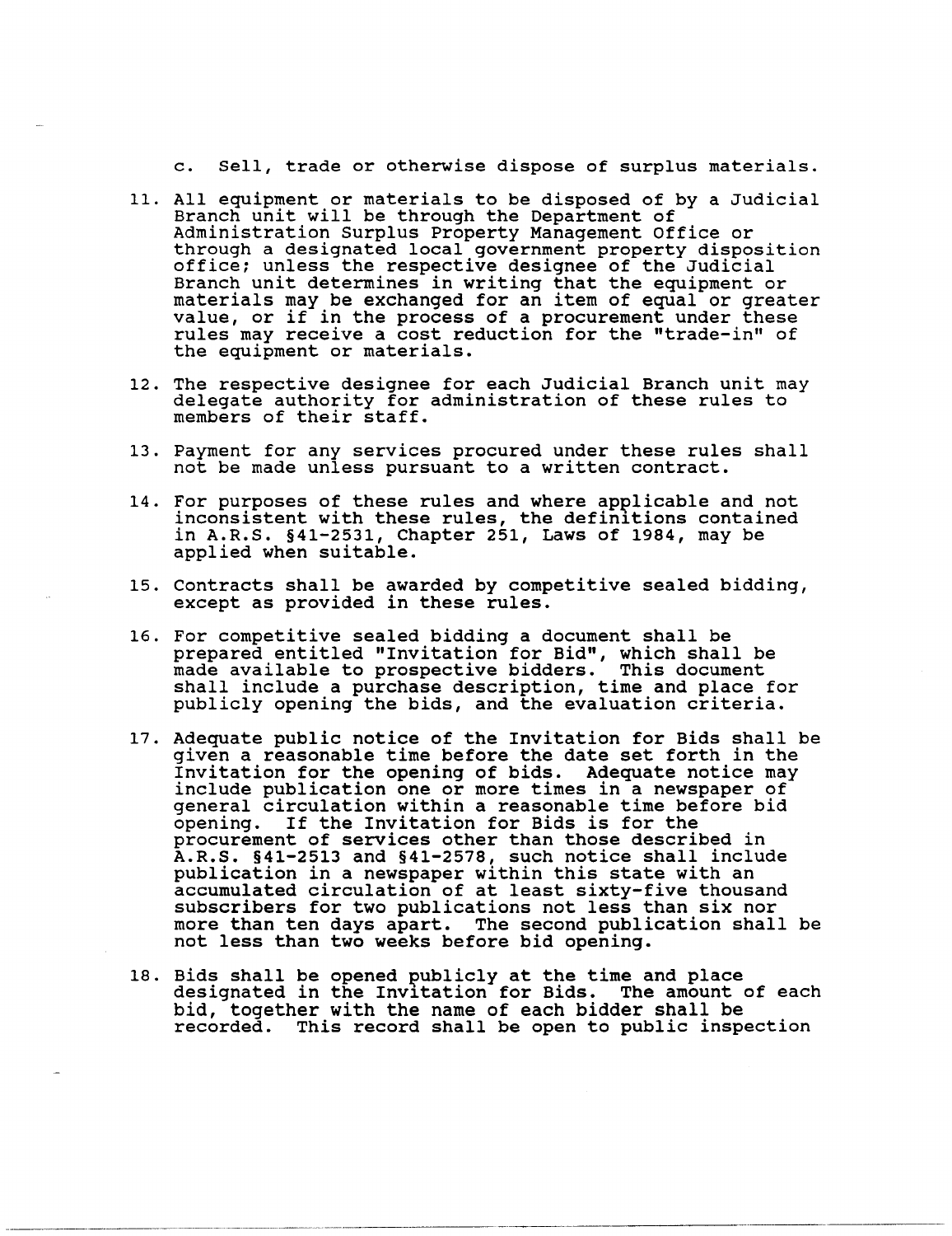c. Sell, trade or otherwise dispose of surplus materials.

11. All equipment or materials to be disposed of by a Judicial Branch unit will be through the Department of Administration Surplus Property Management Office or through a designated local government property disposition office; unless the respective designee of the Judicial Branch unit determines in writing that the equipment or materials may be exchanged for an item of equal or greater value, or if in the process of a procurement under these rules may receive a cost reduction for the "trade-in" of the equipment or materials.

12. The respective designee for each Judicial Branch unit may delegate authority for administration of these rules to members of their staff.

13. Payment for any services procured under these rules shall not be made unless pursuant to a written contract.

14. For purposes of these rules and where applicable and not inconsistent with these rules, the definitions contained in A.R.S. §41-2531, Chapter 251, Laws of 1984, may be applied when suitable.

15. Contracts shall be awarded by competitive sealed bidding, except as provided in these rules.

16. For competitive sealed bidding a document shall be prepared entitled "Invitation for Bid", which shall be made available to prospective bidders. This document shall include a purchase description, time and place for publicly opening the bids, and the evaluation criteria.

17. Adequate public notice of the Invitation for Bids shall be given a reasonable time before the date set forth in the Invitation for the opening of bids. Adequate notice may include publication one or more times in a newspaper of general circulation within a reasonable time before bid opening. If the Invitation for Bids is for the procurement of services other than those described in A.R.S. §41-2513 and §41-2578, such notice shall include publication in a newspaper within this state with an accumulated circulation of at least sixty-five thousand subscribers for two publications not less than six nor more than ten days apart. The second publication shall be not less than two weeks before bid opening.

18. Bids shall be opened publicly at the time and place designated in the Invitation for Bids. The amount of each bid, together with the name of each bidder shall be recorded. This record shall be open to public inspection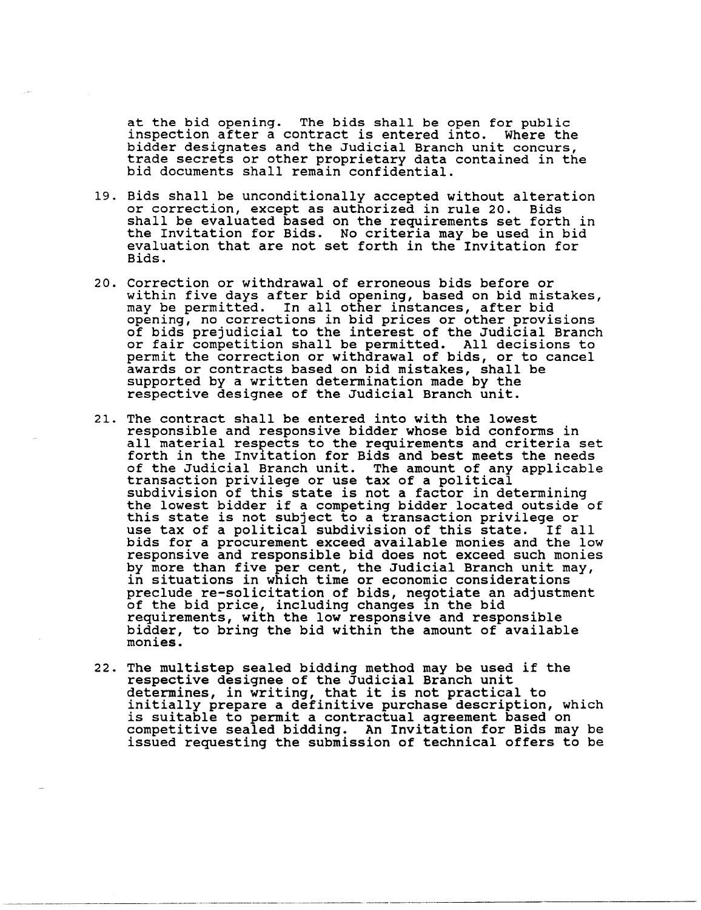at the bid opening. The bids shall be open for public inspection after a contract is entered into. Where the bidder designates and the Judicial Branch unit concurs, trade secrets or other proprietary data contained in the bid documents shall remain confidential.

19. Bids shall be unconditionally accepted without alteration or correction, except as authorized in rule 20. Bids shall be evaluated based on the requirements set forth in the Invitation for Bids. No criteria may be used in bid evaluation that are not set forth in the Invitation for Bids.

20. Correction or withdrawal of erroneous bids before or within five days after bid opening, based on bid mistakes, may be permitted. In all other instances, after bid opening, no corrections in bid prices or other provisions of bids prejudicial to the interest of the Judicial Branch or fair competition shall be permitted. All decisions to permit the correction or withdrawal of bids, or to cancel awards or contracts based on bid mistakes, shall be supported by a written determination made by the respective designee of the Judicial Branch unit.

21. The contract shall be entered into with the lowest responsible and responsive bidder whose bid conforms in all material respects to the requirements and criteria set forth in the Invitation for Bids and best meets the needs of the Judicial Branch unit. The amount of any applicable transaction privilege or use tax of a political subdivision of this state is not a factor in determining the lowest bidder if a competing bidder located outside of this state is not subject to a transaction privilege or use tax of a political subdivision of this state. If all bids for a procurement exceed available monies and the low responsive and responsible bid does not exceed such monies by more than five per cent, the Judicial Branch unit may, in situations in which time or economic considerations preclude re-solicitation of bids, negotiate an adjustment of the bid price, including changes in the bid requirements, with the low responsive and responsible bidder, to bring the bid within the amount of available monies.

22. The multistep sealed bidding method may be used if the respective designee of the Judicial Branch unit determines, in writing, that it is not practical to initially prepare a definitive purchase description, which is suitable to permit a contractual agreement based on competitive sealed bidding. An Invitation for Bids may be issued requesting the submission of technical offers to be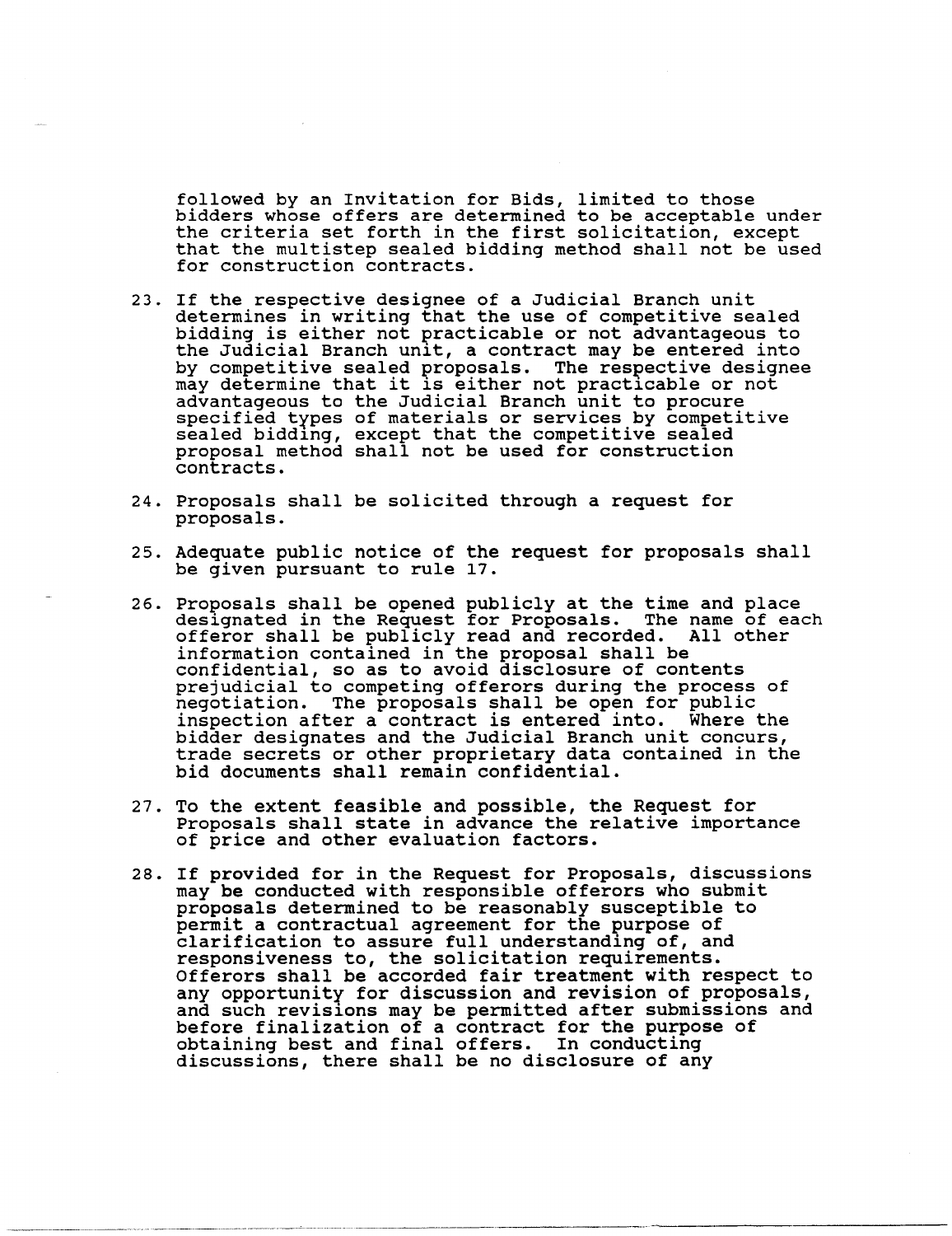followed by an Invitation for Bids, limited to those bidders whose offers are determined to be acceptable under the criteria set forth in the first solicitation, except that the multistep sealed bidding method shall not be used for construction contracts.

23. If the respective designee of a Judicial Branch unit determines in writing that the use of competitive sealed bidding is either not practicable or not advantageous to the Judicial Branch unit, a contract may be entered into by competitive sealed proposals. The respective designee may determine that it is either not practicable or not advantageous to the Judicial Branch unit to procure specified types of materials or services by competitive sealed bidding, except that the competitive sealed proposal method shall not be used for construction contracts.

24. Proposals shall be solicited through a request for proposals.

25. Adequate public notice of the request for proposals shall be given pursuant to rule 17.

26. Proposals shall be opened publicly at the time and place designated in the Request for Proposals. The name of each offeror shall be publicly read and recorded. All other information contained in the proposal shall be confidential, so as to avoid disclosure of contents prejudicial to competing offerors during the process of negotiation. The proposals shall be open for public inspection after a contract is entered into. Where the bidder designates and the Judicial Branch unit concurs, trade secrets or other proprietary data contained in the bid documents shall remain confidential.

27. To the extent feasible and possible, the Request for Proposals shall state in advance the relative importance of price and other evaluation factors.

28. If provided for in the Request for Proposals, discussions may be conducted with responsible offerors who submit proposals determined to be reasonably susceptible to permit a contractual agreement for the purpose of clarification to assure full understanding of, and responsiveness to, the solicitation requirements. Offerors shall be accorded fair treatment with respect to any opportunity for discussion and revision of proposals, and such revisions may be permitted after submissions and before finalization of a contract for the purpose of obtaining best and final offers. In conducting discussions, there shall be no disclosure of any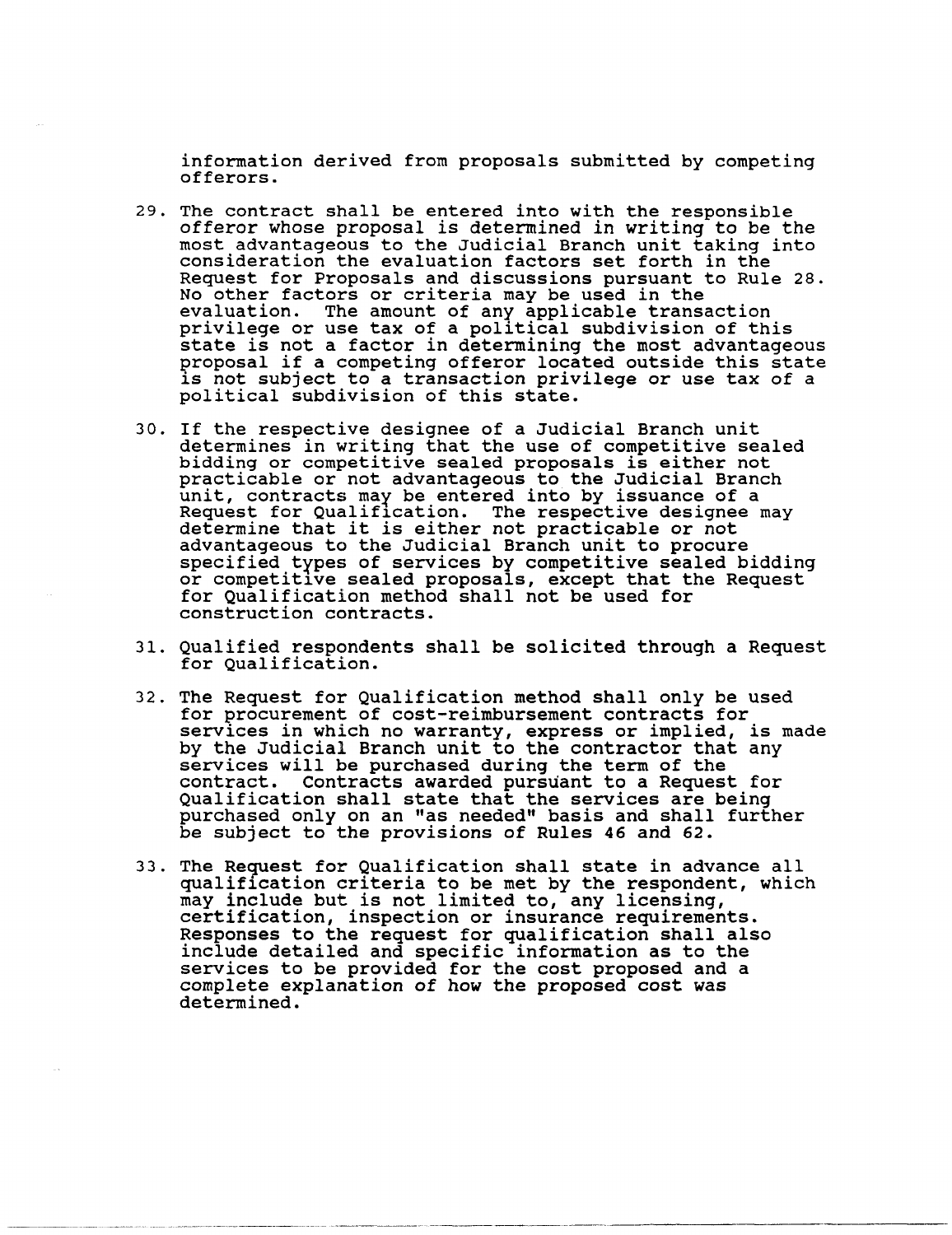information derived from proposals submitted by competing offerors.

29. The contract shall be entered into with the responsible offeror whose proposal is determined in writing to be the most advantageous to the Judicial Branch unit taking into consideration the evaluation factors set forth in the Request for Proposals and discussions pursuant to Rule 28. No other factors or criteria may be used in the evaluation. The amount of any applicable transaction privilege or use tax of a political subdivision of this state is not a factor in determining the most advantageous proposal if a competing offeror located outside this state is not subject to a transaction privilege or use tax of a political subdivision of this state.

30. If the respective designee of a Judicial Branch unit determines in writing that the use of competitive sealed bidding or competitive sealed proposals is either not practicable or not advantageous to the Judicial Branch unit, contracts may be entered into by issuance of a Request for Qualification. The respective designee may determine that it is either not practicable or not advantageous to the Judicial Branch unit to procure specified types of services by competitive sealed bidding or competitive sealed proposals, except that the Request for Qualification method shall not be used for construction contracts.

31. Qualified respondents shall be solicited through a Request for Qualification.

32. The Request for Qualification method shall only be used for procurement of cost-reimbursement contracts for services in which no warranty, express or implied, is made by the Judicial Branch unit to the contractor that any services will be purchased during the term of the contract. Contracts awarded pursuant to a Request for Qualification shall state that the services are being purchased only on an "as needed" basis and shall further be subject to the provisions of Rules 46 and 62.

33. The Request for Qualification shall state in advance all qualification criteria to be met by the respondent, which may include but is not limited to, any licensing, certification, inspection or insurance requirements. Responses to the request for qualification shall also include detailed and specific information as to the services to be provided for the cost proposed and a complete explanation of how the proposed cost was determined.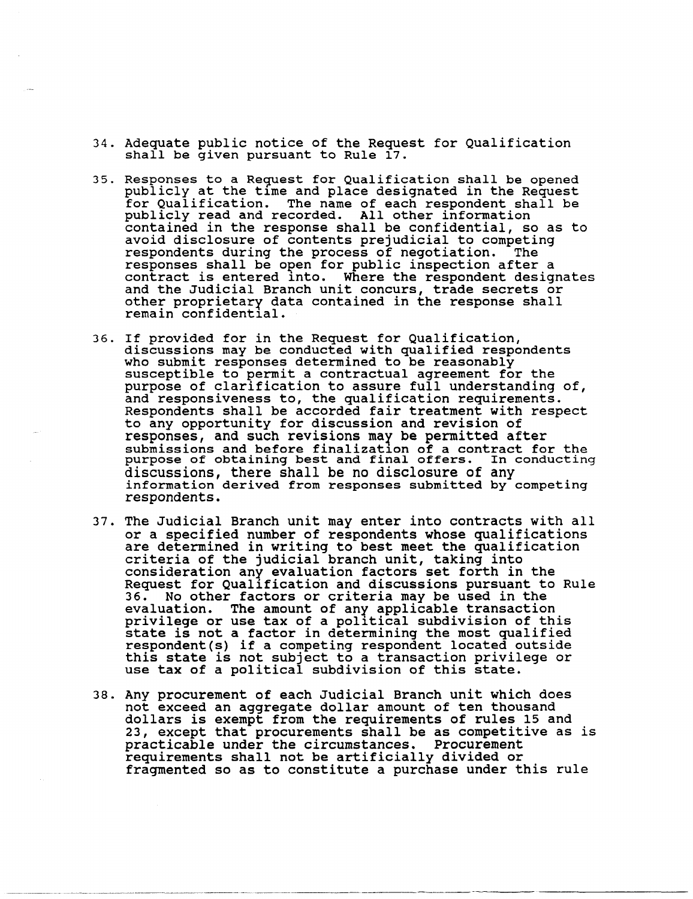34. Adequate public notice of the Request for Qualification shall be given pursuant to Rule 17.

35. Responses to a Request for Qualification shall be opened publicly at the time and place designated in the Request for Qualification. The name of each respondent shall be publicly read and recorded. All other information contained in the response shall be confidential, so as to avoid disclosure of contents prejudicial to competing respondents during the process of negotiation. The responses shall be open for public inspection after a contract is entered into. Where the respondent designates and the Judicial Branch unit concurs, trade secrets or other proprietary data contained in the response shall remain confidential.

36. If provided for in the Request for Qualification, discussions may be conducted with qualified respondents who submit responses determined to be reasonably susceptible to permit a contractual agreement for the purpose of clarification to assure full understanding of, and responsiveness to, the qualification requirements. Respondents shall be accorded fair treatment with respect to any opportunity for discussion and revision of responses, and such revisions may be permitted after submissions and before finalization of a contract for the purpose of obtaining best and final offers. In conducting discussions, there shall be no disclosure of any information derived from responses submitted by competing respondents.

37. The Judicial Branch unit may enter into contracts with all or a specified number of respondents whose qualifications are determined in writing to best meet the qualification criteria of the judicial branch unit, taking into consideration any evaluation factors set forth in the Request for Qualification and discussions pursuant to Rule 36. No other factors or criteria may be used in the evaluation. The amount of any applicable transaction privilege or use tax of a political subdivision of this state is not a factor in determining the most qualified respondent(s) if a competing respondent located outside this state is not subject to a transaction privilege or use tax of a political subdivision of this state.

38. Any procurement of each Judicial Branch unit which does not exceed an aggregate dollar amount of ten thousand dollars is exempt from the requirements of rules 15 and 23, except that procurements shall be as competitive as is practicable under the circumstances. Procurement requirements shall not be artificially divided or fragmented so as to constitute a purchase under this rule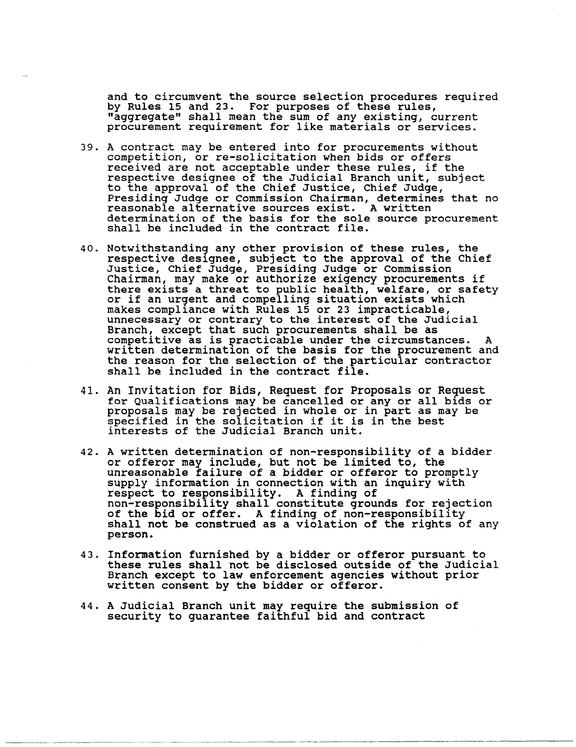and to circumvent the source selection procedures required by Rules 15 and 23. For purposes of these rules, "aggregate" shall mean the sum of any existing, current procurement requirement for like materials or services.

39. A contract may be entered into for procurements without competition, or re-solicitation when bids or offers received are not acceptable under these rules, if the respective designee of the Judicial Branch unit, subject to the approval of the Chief Justice, Chief Judge, Presiding Judge or Commission Chairman, determines that no reasonable alternative sources exist. A written determination of the basis for the sole source procurement shall be included in the contract file.

40. Notwithstanding any other provision of these rules, the respective designee, subject to the approval of the Chief Justice, Chief Judge, Presiding Judge or Commission Chairman, may make or authorize exigency procurements if there exists a threat to public health, welfare, or safety or if an urgent and compelling situation exists which makes compliance with Rules 15 or 23 impracticable, unnecessary or contrary to the interest of the Judicial Branch, except that such procurements shall be as competitive as is practicable under the circumstances. A written determination of the basis for the procurement and the reason for the selection of the particular contractor shall be included in the contract file.

41. An Invitation for Bids, Request for Proposals or Request for Qualifications may be cancelled or any or all bids or proposals may be rejected in whole or in part as may be specified in the solicitation if it is in the best interests of the Judicial Branch unit.

42. A written determination of non-responsibility of a bidder or offeror may include, but not be limited to, the unreasonable failure of a bidder or offeror to promptly supply information in connection with an inquiry with respect to responsibility. A finding of non-responsibility shall constitute grounds for rejection of the bid or offer. A finding of non-responsibility shall not be construed as a violation of the rights of any person.

43. Information furnished by a bidder or offeror pursuant to these rules shall not be disclosed outside of the Judicial Branch except to law enforcement agencies without prior written consent by the bidder or offeror.

44. A Judicial Branch unit may require the submission of security to guarantee faithful bid and contract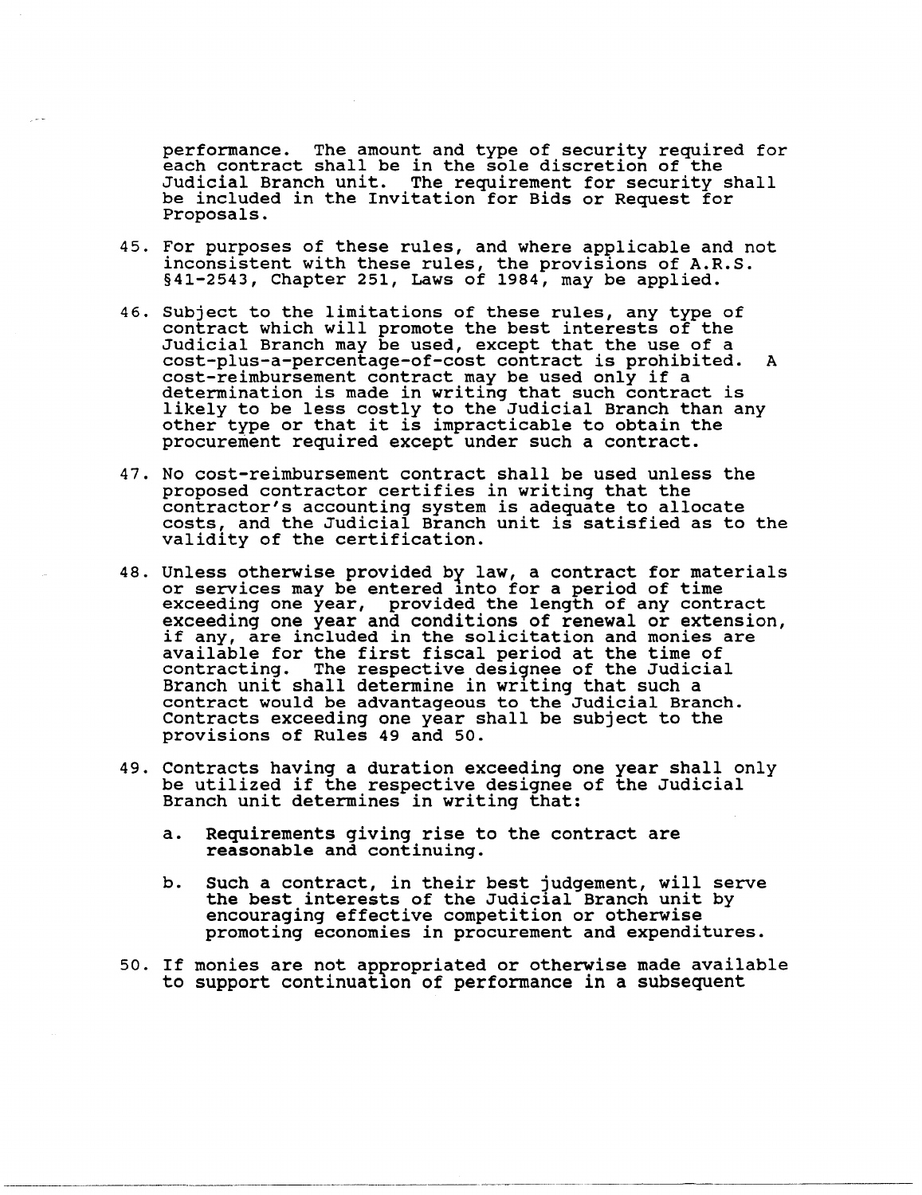performance. The amount and type of security required for each contract shall be in the sole discretion of the Judicial Branch unit. The requirement for security shall be included in the Invitation for Bids or Request for Proposals.

45. For purposes of these rules, and where applicable and not inconsistent with these rules, the provisions of A.R.S. §41-2543, Chapter 251, Laws of 1984, may be applied.

46. Subject to the limitations of these rules, any type of contract which will promote the best interests of the Judicial Branch may be used, except that the use of a cost-plus-a-percentage-of-cost contract is prohibited. A cost-reimbursement contract may be used only if a determination is made in writing that such contract is likely to be less costly to the Judicial Branch than any other type or that it is impracticable to obtain the procurement required except under such a contract.

47. No cost-reimbursement contract shall be used unless the proposed contractor certifies in writing that the contractor's accounting system is adequate to allocate costs, and the Judicial Branch unit is satisfied as to the validity of the certification.

48. Unless otherwise provided by law, a contract for materials or services may be entered into for a period of time exceeding one year, provided the length of any contract exceeding one year and conditions of renewal or extension, if any, are included in the solicitation and monies are available for the first fiscal period at the time of contracting. The respective designee of the Judicial Branch unit shall determine in writing that such a contract would be advantageous to the Judicial Branch. Contracts exceeding one year shall be subject to the provisions of Rules 49 and 50.

49. Contracts having a duration exceeding one year shall only be utilized if the respective designee of the Judicial Branch unit determines in writing that:

    a. Requirements giving rise to the contract are reasonable and continuing.

    b. Such a contract, in their best judgement, will serve the best interests of the Judicial Branch unit by encouraging effective competition or otherwise promoting economies in procurement and expenditures.

50. If monies are not appropriated or otherwise made available to support continuation of performance in a subsequent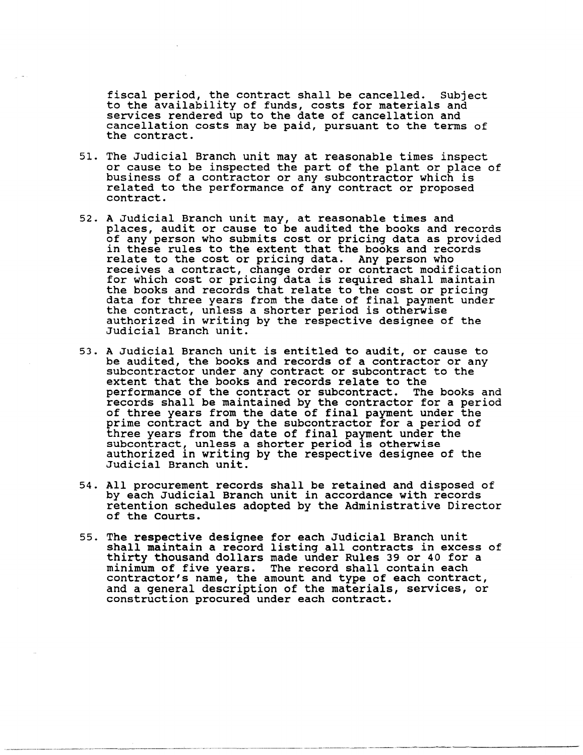fiscal period, the contract shall be cancelled. Subject to the availability of funds, costs for materials and services rendered up to the date of cancellation and cancellation costs may be paid, pursuant to the terms of the contract.

51. The Judicial Branch unit may at reasonable times inspect or cause to be inspected the part of the plant or place of business of a contractor or any subcontractor which is related to the performance of any contract or proposed contract.

52. A Judicial Branch unit may, at reasonable times and places, audit or cause to be audited the books and records of any person who submits cost or pricing data as provided in these rules to the extent that the books and records relate to the cost or pricing data. Any person who receives a contract, change order or contract modification for which cost or pricing data is required shall maintain the books and records that relate to the cost or pricing data for three years from the date of final payment under the contract, unless a shorter period is otherwise authorized in writing by the respective designee of the Judicial Branch unit.

53. A Judicial Branch unit is entitled to audit, or cause to be audited, the books and records of a contractor or any subcontractor under any contract or subcontract to the extent that the books and records relate to the performance of the contract or subcontract. The books and records shall be maintained by the contractor for a period of three years from the date of final payment under the prime contract and by the subcontractor for a period of three years from the date of final payment under the subcontract, unless a shorter period is otherwise authorized in writing by the respective designee of the Judicial Branch unit.

54. All procurement records shall be retained and disposed of by each Judicial Branch unit in accordance with records retention schedules adopted by the Administrative Director of the Courts.

55. The respective designee for each Judicial Branch unit shall maintain a record listing all contracts in excess of thirty thousand dollars made under Rules 39 or 40 for a minimum of five years. The record shall contain each contractor's name, the amount and type of each contract, and a general description of the materials, services, or construction procured under each contract.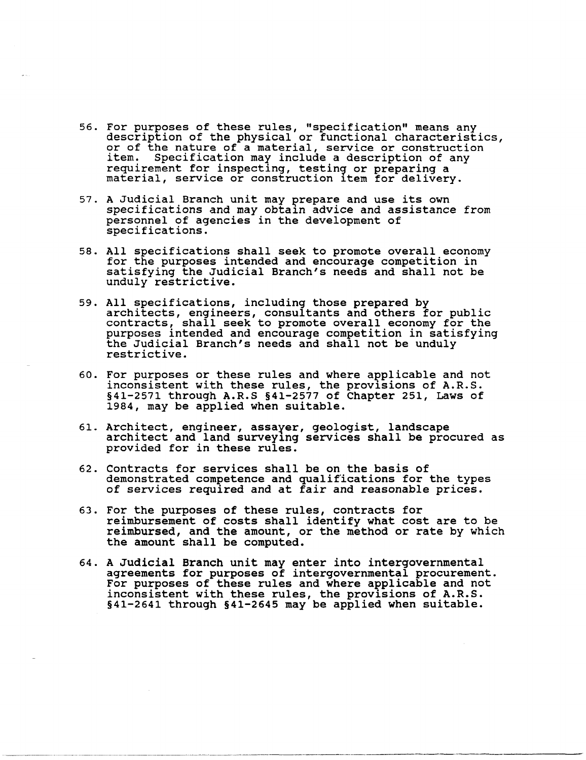56. For purposes of these rules, "specification" means any description of the physical or functional characteristics, or of the nature of a material, service or construction item. Specification may include a description of any requirement for inspecting, testing or preparing a material, service or construction item for delivery.

57. A Judicial Branch unit may prepare and use its own specifications and may obtain advice and assistance from personnel of agencies in the development of specifications.

58. All specifications shall seek to promote overall economy for the purposes intended and encourage competition in satisfying the Judicial Branch's needs and shall not be unduly restrictive.

59. All specifications, including those prepared by architects, engineers, consultants and others for public contracts, shall seek to promote overall economy for the purposes intended and encourage competition in satisfying the Judicial Branch's needs and shall not be unduly restrictive.

60. For purposes or these rules and where applicable and not inconsistent with these rules, the provisions of A.R.S. §41-2571 through A.R.S §41-2577 of Chapter 251, Laws of 1984, may be applied when suitable.

61. Architect, engineer, assayer, geologist, landscape architect and land surveying services shall be procured as provided for in these rules.

62. Contracts for services shall be on the basis of demonstrated competence and qualifications for the types of services required and at fair and reasonable prices.

63. For the purposes of these rules, contracts for reimbursement of costs shall identify what cost are to be reimbursed, and the amount, or the method or rate by which the amount shall be computed.

64. A Judicial Branch unit may enter into intergovernmental agreements for purposes of intergovernmental procurement. For purposes of these rules and where applicable and not inconsistent with these rules, the provisions of A.R.S. §41-2641 through §41-2645 may be applied when suitable.